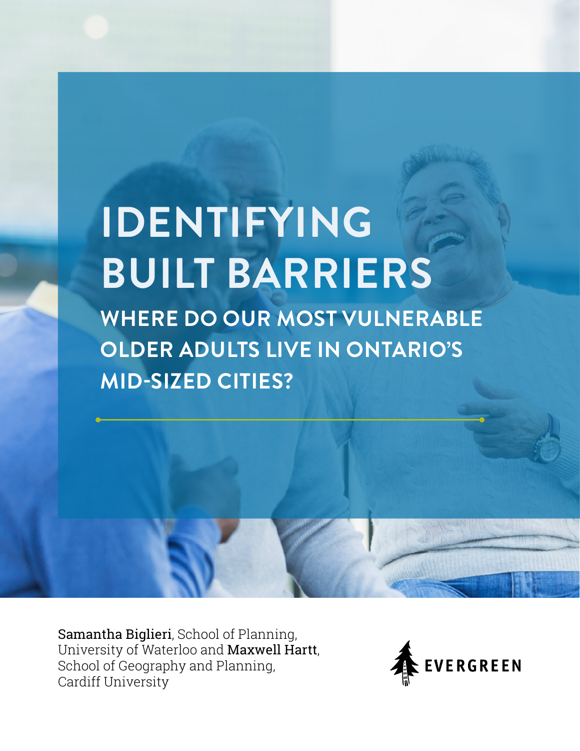# IDENTIFYING BUILT BARRIERS

## WHERE DO OUR MOST VULNERABLE OLDER ADULTS LIVE IN ONTARIO'S MID-SIZED CITIES?

**Samantha Biglieri**, School of Planning, University of Waterloo and **Maxwell Hartt**, School of Geography and Planning, Cardiff University

EVERGREEN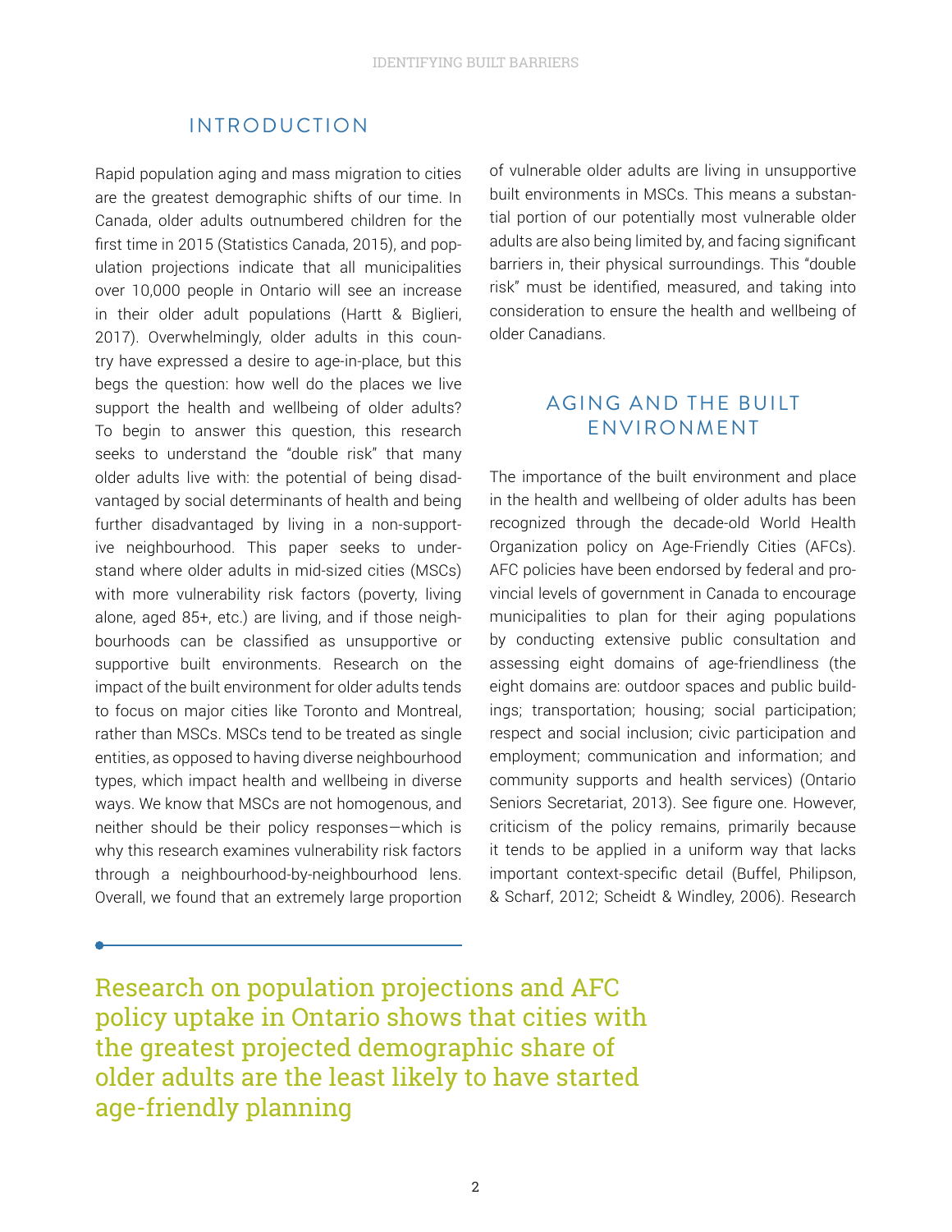## INTRODUCTION

Rapid population aging and mass migration to cities are the greatest demographic shifts of our time. In Canada, older adults outnumbered children for the first time in 2015 (Statistics Canada, 2015), and population projections indicate that all municipalities over 10,000 people in Ontario will see an increase in their older adult populations (Hartt & Biglieri, 2017). Overwhelmingly, older adults in this country have expressed a desire to age-in-place, but this begs the question: how well do the places we live support the health and wellbeing of older adults? To begin to answer this question, this research seeks to understand the "double risk" that many older adults live with: the potential of being disadvantaged by social determinants of health and being further disadvantaged by living in a non-supportive neighbourhood. This paper seeks to understand where older adults in mid-sized cities (MSCs) with more vulnerability risk factors (poverty, living alone, aged 85+, etc.) are living, and if those neighbourhoods can be classified as unsupportive or supportive built environments. Research on the impact of the built environment for older adults tends to focus on major cities like Toronto and Montreal, rather than MSCs. MSCs tend to be treated as single entities, as opposed to having diverse neighbourhood types, which impact health and wellbeing in diverse ways. We know that MSCs are not homogenous, and neither should be their policy responses—which is why this research examines vulnerability risk factors through a neighbourhood-by-neighbourhood lens. Overall, we found that an extremely large proportion of vulnerable older adults are living in unsupportive built environments in MSCs. This means a substantial portion of our potentially most vulnerable older adults are also being limited by, and facing significant barriers in, their physical surroundings. This "double risk" must be identified, measured, and taking into consideration to ensure the health and wellbeing of older Canadians.

## AGING AND THE BUILT ENVIRONMENT

The importance of the built environment and place in the health and wellbeing of older adults has been recognized through the decade-old World Health Organization policy on Age-Friendly Cities (AFCs). AFC policies have been endorsed by federal and provincial levels of government in Canada to encourage municipalities to plan for their aging populations by conducting extensive public consultation and assessing eight domains of age-friendliness (the eight domains are: outdoor spaces and public buildings; transportation; housing; social participation; respect and social inclusion; civic participation and employment; communication and information; and community supports and health services) (Ontario Seniors Secretariat, 2013). See figure one. However, criticism of the policy remains, primarily because it tends to be applied in a uniform way that lacks important context-specific detail (Buffel, Philipson, & Scharf, 2012; Scheidt & Windley, 2006). Research

> Research on population projections and AFC policy uptake in Ontario shows that cities with the greatest projected demographic share of older adults are the least likely to have started age-friendly planning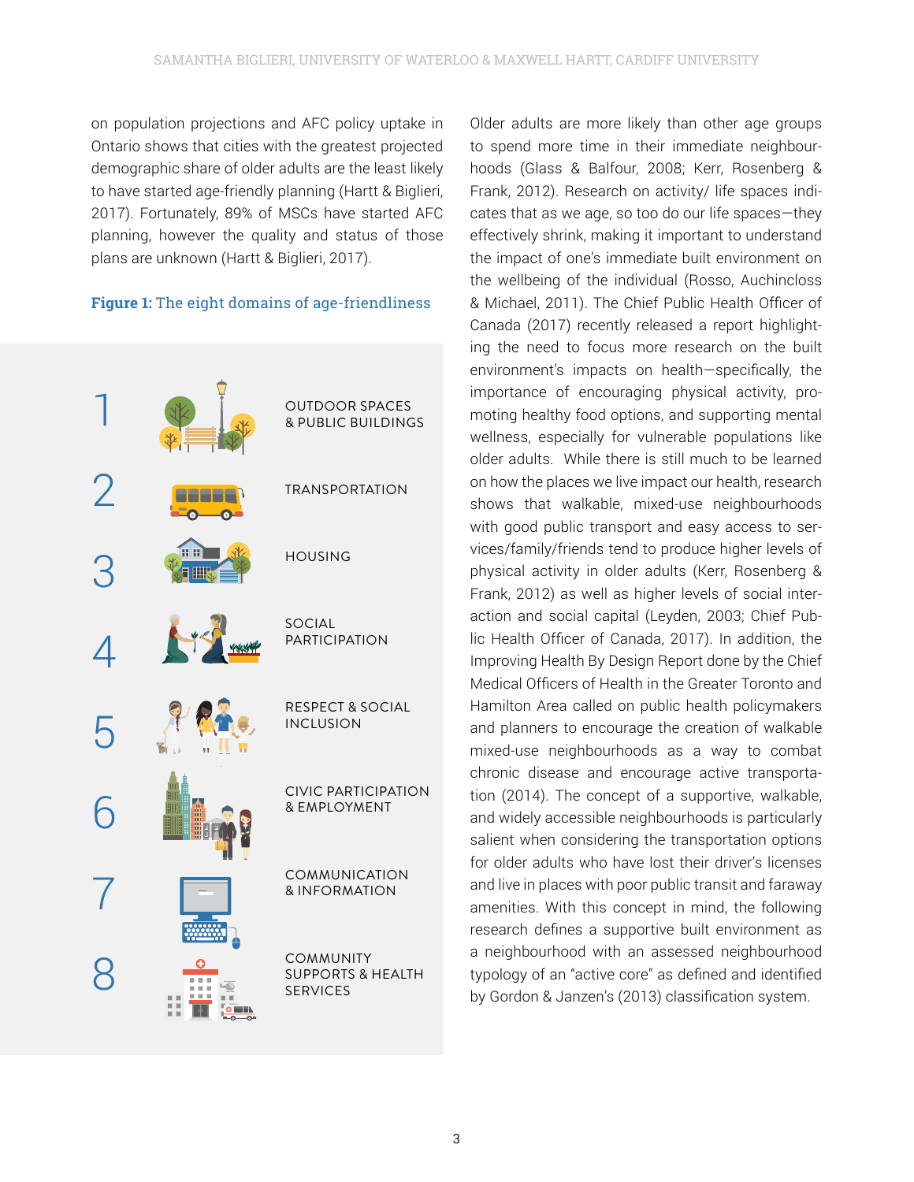on population projections and AFC policy uptake in Ontario shows that cities with the greatest projected demographic share of older adults are the least likely to have started age-friendly planning (Hartt & Biglieri, 2017). Fortunately, 89% of MSCs have started AFC planning, however the quality and status of those plans are unknown (Hartt & Biglieri, 2017).

**Figure 1:** The eight domains of age-friendliness

1. OUTDOOR SPACES & PUBLIC BUILDINGS
2. TRANSPORTATION
3. HOUSING
4. SOCIAL PARTICIPATION
5. RESPECT & SOCIAL INCLUSION
6. CIVIC PARTICIPATION & EMPLOYMENT
7. COMMUNICATION & INFORMATION
8. COMMUNITY SUPPORTS & HEALTH SERVICES

Older adults are more likely than other age groups to spend more time in their immediate neighbourhoods (Glass & Balfour, 2008; Kerr, Rosenberg & Frank, 2012). Research on activity/ life spaces indicates that as we age, so too do our life spaces—they effectively shrink, making it important to understand the impact of one's immediate built environment on the wellbeing of the individual (Rosso, Auchincloss & Michael, 2011). The Chief Public Health Officer of Canada (2017) recently released a report highlighting the need to focus more research on the built environment's impacts on health—specifically, the importance of encouraging physical activity, promoting healthy food options, and supporting mental wellness, especially for vulnerable populations like older adults. While there is still much to be learned on how the places we live impact our health, research shows that walkable, mixed-use neighbourhoods with good public transport and easy access to services/family/friends tend to produce higher levels of physical activity in older adults (Kerr, Rosenberg & Frank, 2012) as well as higher levels of social interaction and social capital (Leyden, 2003; Chief Public Health Officer of Canada, 2017). In addition, the Improving Health By Design Report done by the Chief Medical Officers of Health in the Greater Toronto and Hamilton Area called on public health policymakers and planners to encourage the creation of walkable mixed-use neighbourhoods as a way to combat chronic disease and encourage active transportation (2014). The concept of a supportive, walkable, and widely accessible neighbourhoods is particularly salient when considering the transportation options for older adults who have lost their driver's licenses and live in places with poor public transit and faraway amenities. With this concept in mind, the following research defines a supportive built environment as a neighbourhood with an assessed neighbourhood typology of an "active core" as defined and identified by Gordon & Janzen's (2013) classification system.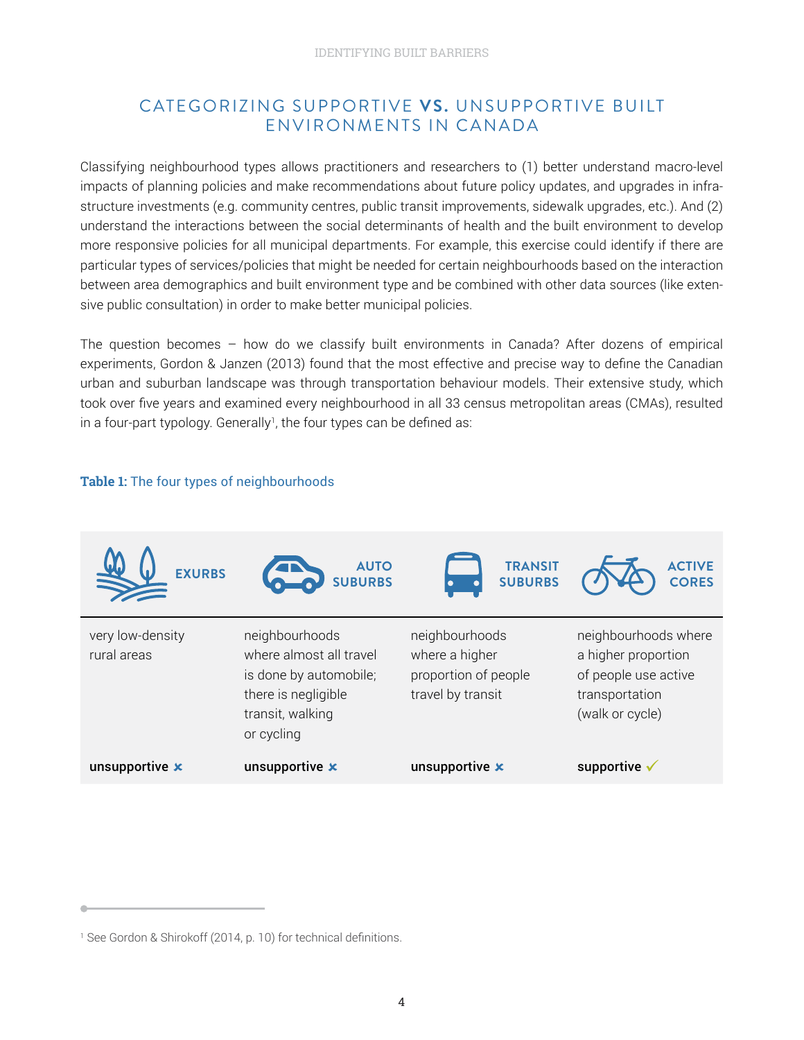## CATEGORIZING SUPPORTIVE **VS.** UNSUPPORTIVE BUILT ENVIRONMENTS IN CANADA

Classifying neighbourhood types allows practitioners and researchers to (1) better understand macro-level impacts of planning policies and make recommendations about future policy updates, and upgrades in infrastructure investments (e.g. community centres, public transit improvements, sidewalk upgrades, etc.). And (2) understand the interactions between the social determinants of health and the built environment to develop more responsive policies for all municipal departments. For example, this exercise could identify if there are particular types of services/policies that might be needed for certain neighbourhoods based on the interaction between area demographics and built environment type and be combined with other data sources (like extensive public consultation) in order to make better municipal policies.

The question becomes – how do we classify built environments in Canada? After dozens of empirical experiments, Gordon & Janzen (2013) found that the most effective and precise way to define the Canadian urban and suburban landscape was through transportation behaviour models. Their extensive study, which took over five years and examined every neighbourhood in all 33 census metropolitan areas (CMAs), resulted in a four-part typology. Generally[1], the four types can be defined as:

**Table 1:** The four types of neighbourhoods

| EXURBS | AUTO SUBURBS | TRANSIT SUBURBS | ACTIVE CORES |
|---|---|---|---|
| very low-density rural areas | neighbourhoods where almost all travel is done by automobile; there is negligible transit, walking or cycling | neighbourhoods where a higher proportion of people travel by transit | neighbourhoods where a higher proportion of people use active transportation (walk or cycle) |
| **unsupportive** ✗ | **unsupportive** ✗ | **unsupportive** ✗ | **supportive** ✓ |

[1] See Gordon & Shirokoff (2014, p. 10) for technical definitions.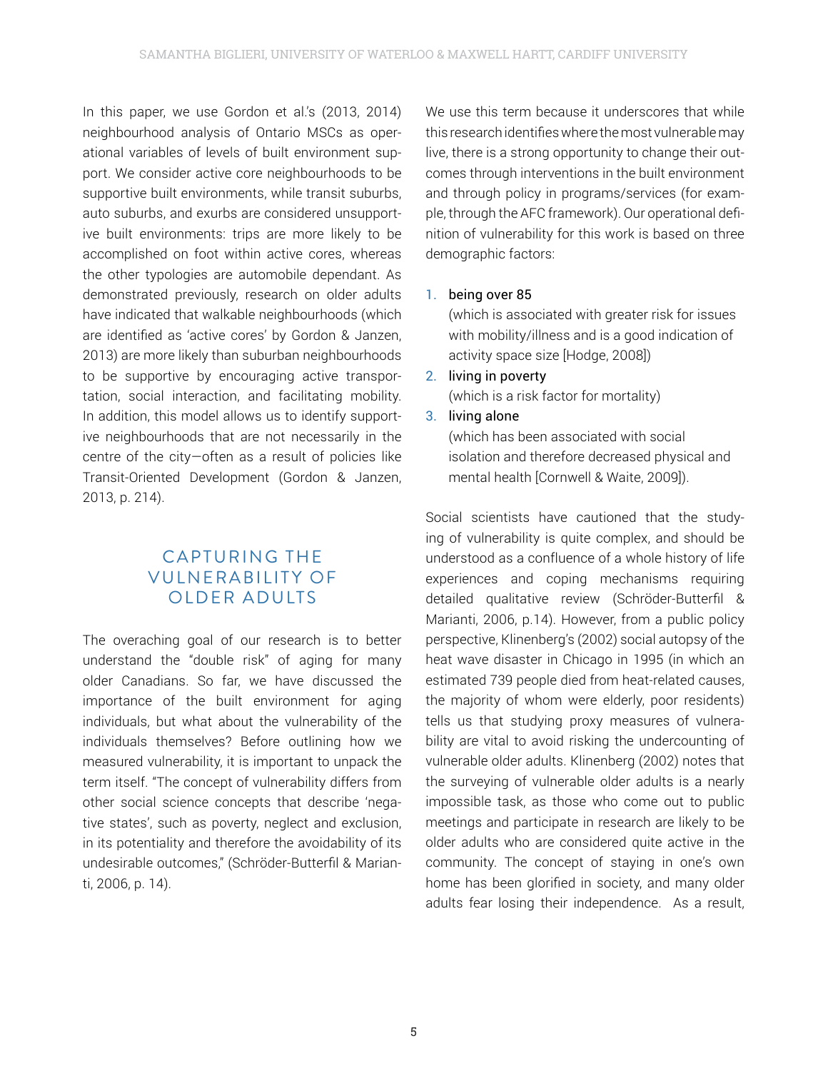In this paper, we use Gordon et al.'s (2013, 2014) neighbourhood analysis of Ontario MSCs as operational variables of levels of built environment support. We consider active core neighbourhoods to be supportive built environments, while transit suburbs, auto suburbs, and exurbs are considered unsupportive built environments: trips are more likely to be accomplished on foot within active cores, whereas the other typologies are automobile dependant. As demonstrated previously, research on older adults have indicated that walkable neighbourhoods (which are identified as 'active cores' by Gordon & Janzen, 2013) are more likely than suburban neighbourhoods to be supportive by encouraging active transportation, social interaction, and facilitating mobility. In addition, this model allows us to identify supportive neighbourhoods that are not necessarily in the centre of the city—often as a result of policies like Transit-Oriented Development (Gordon & Janzen, 2013, p. 214).

## CAPTURING THE VULNERABILITY OF OLDER ADULTS

The overaching goal of our research is to better understand the "double risk" of aging for many older Canadians. So far, we have discussed the importance of the built environment for aging individuals, but what about the vulnerability of the individuals themselves? Before outlining how we measured vulnerability, it is important to unpack the term itself. "The concept of vulnerability differs from other social science concepts that describe 'negative states', such as poverty, neglect and exclusion, in its potentiality and therefore the avoidability of its undesirable outcomes," (Schröder-Butterfil & Marianti, 2006, p. 14). We use this term because it underscores that while this research identifies where the most vulnerable may live, there is a strong opportunity to change their outcomes through interventions in the built environment and through policy in programs/services (for example, through the AFC framework). Our operational definition of vulnerability for this work is based on three demographic factors:

1. being over 85
   (which is associated with greater risk for issues with mobility/illness and is a good indication of activity space size [Hodge, 2008])
2. living in poverty
   (which is a risk factor for mortality)
3. living alone
   (which has been associated with social isolation and therefore decreased physical and mental health [Cornwell & Waite, 2009]).

Social scientists have cautioned that the studying of vulnerability is quite complex, and should be understood as a confluence of a whole history of life experiences and coping mechanisms requiring detailed qualitative review (Schröder-Butterfil & Marianti, 2006, p.14). However, from a public policy perspective, Klinenberg's (2002) social autopsy of the heat wave disaster in Chicago in 1995 (in which an estimated 739 people died from heat-related causes, the majority of whom were elderly, poor residents) tells us that studying proxy measures of vulnerability are vital to avoid risking the undercounting of vulnerable older adults. Klinenberg (2002) notes that the surveying of vulnerable older adults is a nearly impossible task, as those who come out to public meetings and participate in research are likely to be older adults who are considered quite active in the community. The concept of staying in one's own home has been glorified in society, and many older adults fear losing their independence. As a result,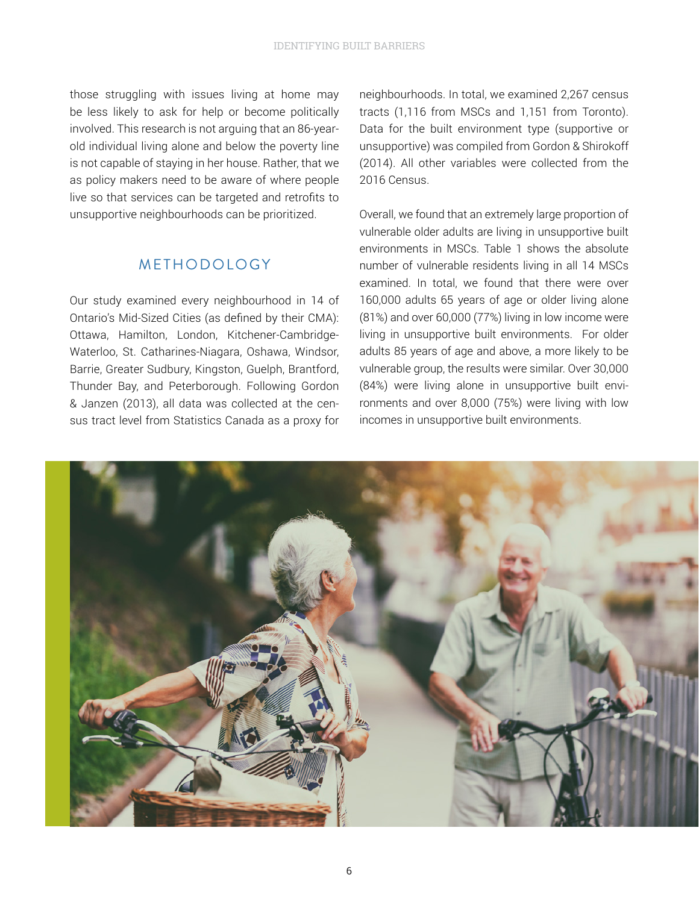those struggling with issues living at home may be less likely to ask for help or become politically involved. This research is not arguing that an 86-year-old individual living alone and below the poverty line is not capable of staying in her house. Rather, that we as policy makers need to be aware of where people live so that services can be targeted and retrofits to unsupportive neighbourhoods can be prioritized.

## METHODOLOGY

Our study examined every neighbourhood in 14 of Ontario's Mid-Sized Cities (as defined by their CMA): Ottawa, Hamilton, London, Kitchener-Cambridge-Waterloo, St. Catharines-Niagara, Oshawa, Windsor, Barrie, Greater Sudbury, Kingston, Guelph, Brantford, Thunder Bay, and Peterborough. Following Gordon & Janzen (2013), all data was collected at the census tract level from Statistics Canada as a proxy for neighbourhoods. In total, we examined 2,267 census tracts (1,116 from MSCs and 1,151 from Toronto). Data for the built environment type (supportive or unsupportive) was compiled from Gordon & Shirokoff (2014). All other variables were collected from the 2016 Census.

Overall, we found that an extremely large proportion of vulnerable older adults are living in unsupportive built environments in MSCs. Table 1 shows the absolute number of vulnerable residents living in all 14 MSCs examined. In total, we found that there were over 160,000 adults 65 years of age or older living alone (81%) and over 60,000 (77%) living in low income were living in unsupportive built environments. For older adults 85 years of age and above, a more likely to be vulnerable group, the results were similar. Over 30,000 (84%) were living alone in unsupportive built environments and over 8,000 (75%) were living with low incomes in unsupportive built environments.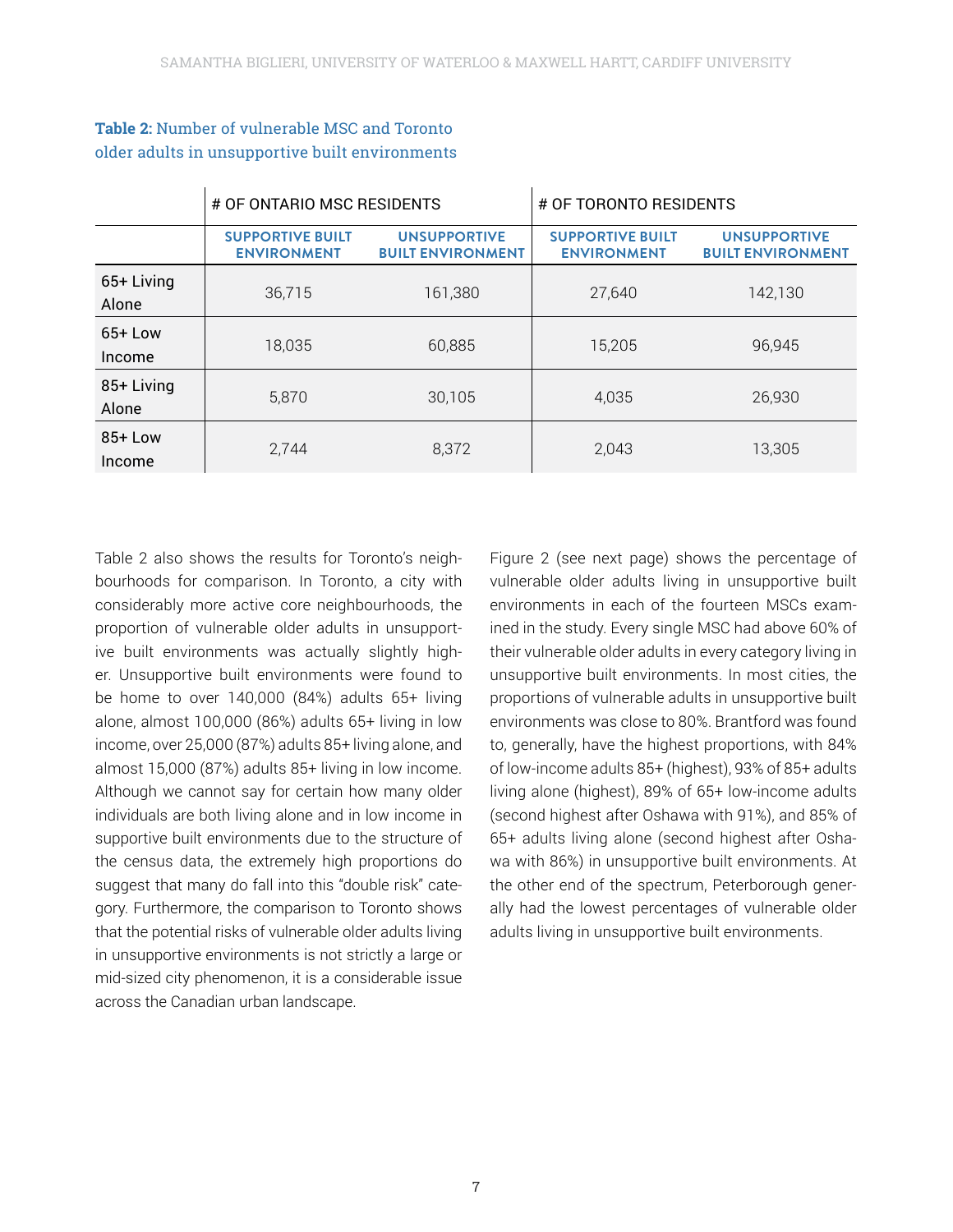**Table 2:** Number of vulnerable MSC and Toronto older adults in unsupportive built environments

| | # OF ONTARIO MSC RESIDENTS | | # OF TORONTO RESIDENTS | |
|---|---|---|---|---|
| | SUPPORTIVE BUILT ENVIRONMENT | UNSUPPORTIVE BUILT ENVIRONMENT | SUPPORTIVE BUILT ENVIRONMENT | UNSUPPORTIVE BUILT ENVIRONMENT |
| 65+ Living Alone | 36,715 | 161,380 | 27,640 | 142,130 |
| 65+ Low Income | 18,035 | 60,885 | 15,205 | 96,945 |
| 85+ Living Alone | 5,870 | 30,105 | 4,035 | 26,930 |
| 85+ Low Income | 2,744 | 8,372 | 2,043 | 13,305 |

Table 2 also shows the results for Toronto's neighbourhoods for comparison. In Toronto, a city with considerably more active core neighbourhoods, the proportion of vulnerable older adults in unsupportive built environments was actually slightly higher. Unsupportive built environments were found to be home to over 140,000 (84%) adults 65+ living alone, almost 100,000 (86%) adults 65+ living in low income, over 25,000 (87%) adults 85+ living alone, and almost 15,000 (87%) adults 85+ living in low income. Although we cannot say for certain how many older individuals are both living alone and in low income in supportive built environments due to the structure of the census data, the extremely high proportions do suggest that many do fall into this "double risk" category. Furthermore, the comparison to Toronto shows that the potential risks of vulnerable older adults living in unsupportive environments is not strictly a large or mid-sized city phenomenon, it is a considerable issue across the Canadian urban landscape.

Figure 2 (see next page) shows the percentage of vulnerable older adults living in unsupportive built environments in each of the fourteen MSCs examined in the study. Every single MSC had above 60% of their vulnerable older adults in every category living in unsupportive built environments. In most cities, the proportions of vulnerable adults in unsupportive built environments was close to 80%. Brantford was found to, generally, have the highest proportions, with 84% of low-income adults 85+ (highest), 93% of 85+ adults living alone (highest), 89% of 65+ low-income adults (second highest after Oshawa with 91%), and 85% of 65+ adults living alone (second highest after Oshawa with 86%) in unsupportive built environments. At the other end of the spectrum, Peterborough generally had the lowest percentages of vulnerable older adults living in unsupportive built environments.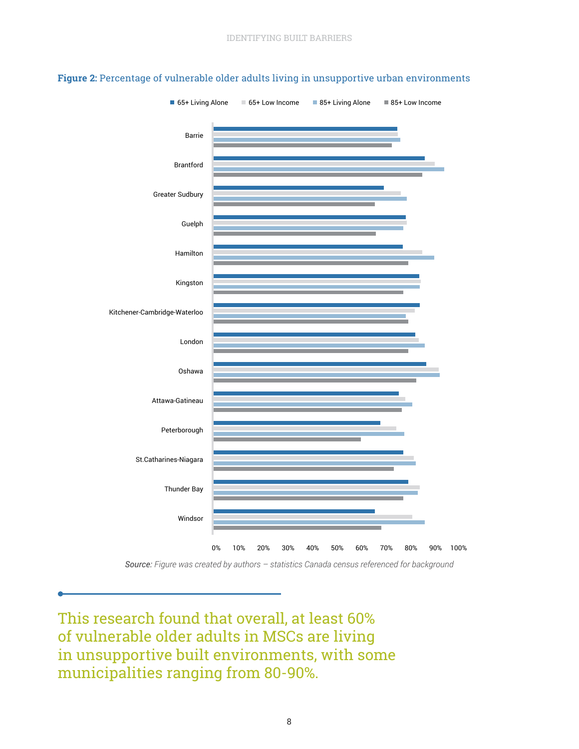**Figure 2:** Percentage of vulnerable older adults living in unsupportive urban environments

65+ Living Alone | 65+ Low Income | 85+ Living Alone | 85+ Low Income

Barrie
Brantford
Greater Sudbury
Guelph
Hamilton
Kingston
Kitchener-Cambridge-Waterloo
London
Oshawa
Attawa-Gatineau
Peterborough
St.Catharines-Niagara
Thunder Bay
Windsor

0% 10% 20% 30% 40% 50% 60% 70% 80% 90% 100%

*Source:* *Figure was created by authors – statistics Canada census referenced for background*

This research found that overall, at least 60% of vulnerable older adults in MSCs are living in unsupportive built environments, with some municipalities ranging from 80-90%.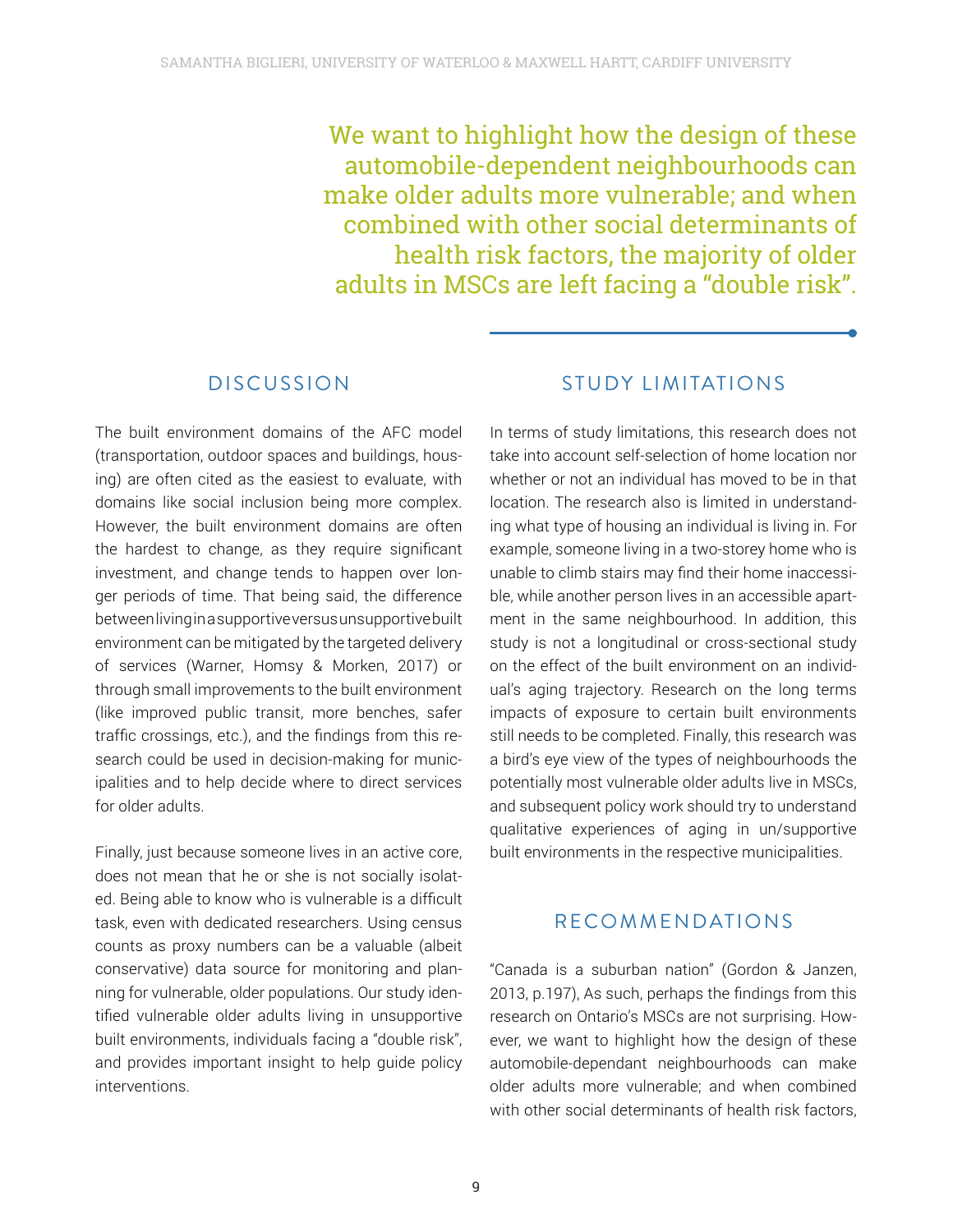> We want to highlight how the design of these automobile-dependent neighbourhoods can make older adults more vulnerable; and when combined with other social determinants of health risk factors, the majority of older adults in MSCs are left facing a "double risk".

## DISCUSSION

The built environment domains of the AFC model (transportation, outdoor spaces and buildings, housing) are often cited as the easiest to evaluate, with domains like social inclusion being more complex. However, the built environment domains are often the hardest to change, as they require significant investment, and change tends to happen over longer periods of time. That being said, the difference between living in a supportive versus unsupportive built environment can be mitigated by the targeted delivery of services (Warner, Homsy & Morken, 2017) or through small improvements to the built environment (like improved public transit, more benches, safer traffic crossings, etc.), and the findings from this research could be used in decision-making for municipalities and to help decide where to direct services for older adults.

Finally, just because someone lives in an active core, does not mean that he or she is not socially isolated. Being able to know who is vulnerable is a difficult task, even with dedicated researchers. Using census counts as proxy numbers can be a valuable (albeit conservative) data source for monitoring and planning for vulnerable, older populations. Our study identified vulnerable older adults living in unsupportive built environments, individuals facing a "double risk", and provides important insight to help guide policy interventions.

## STUDY LIMITATIONS

In terms of study limitations, this research does not take into account self-selection of home location nor whether or not an individual has moved to be in that location. The research also is limited in understanding what type of housing an individual is living in. For example, someone living in a two-storey home who is unable to climb stairs may find their home inaccessible, while another person lives in an accessible apartment in the same neighbourhood. In addition, this study is not a longitudinal or cross-sectional study on the effect of the built environment on an individual's aging trajectory. Research on the long terms impacts of exposure to certain built environments still needs to be completed. Finally, this research was a bird's eye view of the types of neighbourhoods the potentially most vulnerable older adults live in MSCs, and subsequent policy work should try to understand qualitative experiences of aging in un/supportive built environments in the respective municipalities.

## RECOMMENDATIONS

"Canada is a suburban nation" (Gordon & Janzen, 2013, p.197), As such, perhaps the findings from this research on Ontario's MSCs are not surprising. However, we want to highlight how the design of these automobile-dependant neighbourhoods can make older adults more vulnerable; and when combined with other social determinants of health risk factors,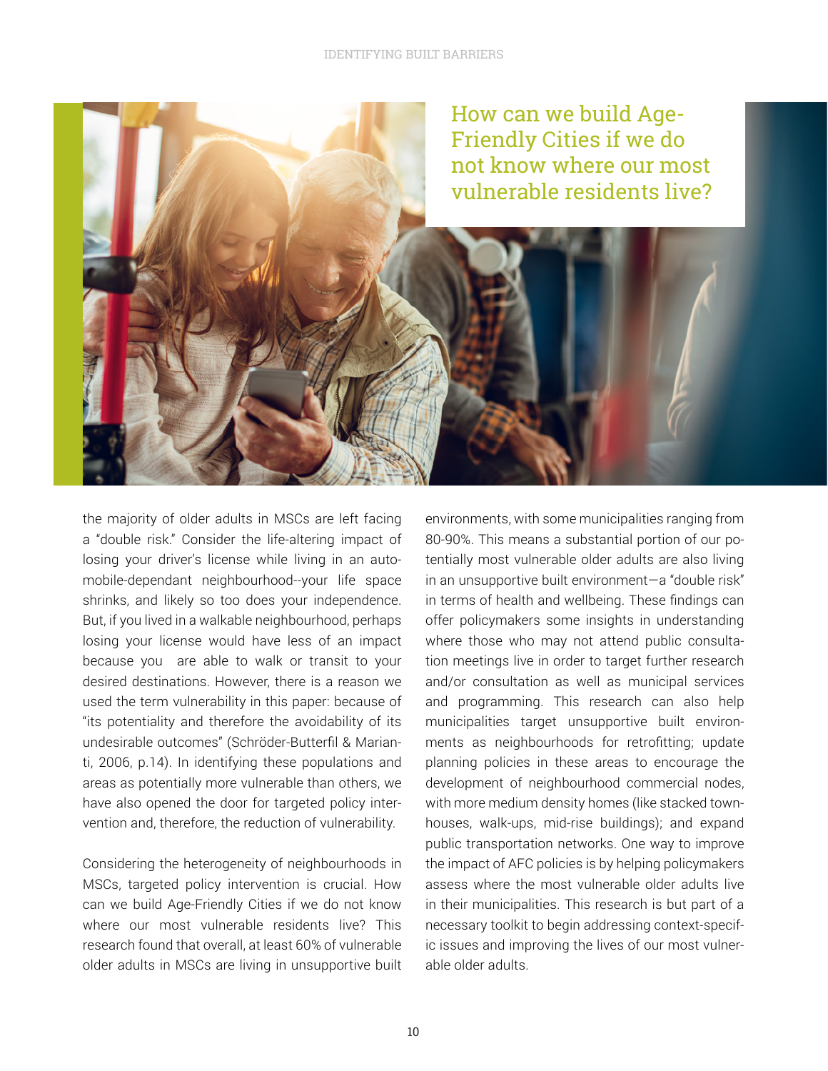> How can we build Age-Friendly Cities if we do not know where our most vulnerable residents live?

the majority of older adults in MSCs are left facing a "double risk." Consider the life-altering impact of losing your driver's license while living in an automobile-dependant neighbourhood--your life space shrinks, and likely so too does your independence. But, if you lived in a walkable neighbourhood, perhaps losing your license would have less of an impact because you are able to walk or transit to your desired destinations. However, there is a reason we used the term vulnerability in this paper: because of "its potentiality and therefore the avoidability of its undesirable outcomes" (Schröder-Butterfil & Marianti, 2006, p.14). In identifying these populations and areas as potentially more vulnerable than others, we have also opened the door for targeted policy intervention and, therefore, the reduction of vulnerability.

Considering the heterogeneity of neighbourhoods in MSCs, targeted policy intervention is crucial. How can we build Age-Friendly Cities if we do not know where our most vulnerable residents live? This research found that overall, at least 60% of vulnerable older adults in MSCs are living in unsupportive built environments, with some municipalities ranging from 80-90%. This means a substantial portion of our potentially most vulnerable older adults are also living in an unsupportive built environment—a "double risk" in terms of health and wellbeing. These findings can offer policymakers some insights in understanding where those who may not attend public consultation meetings live in order to target further research and/or consultation as well as municipal services and programming. This research can also help municipalities target unsupportive built environments as neighbourhoods for retrofitting; update planning policies in these areas to encourage the development of neighbourhood commercial nodes, with more medium density homes (like stacked townhouses, walk-ups, mid-rise buildings); and expand public transportation networks. One way to improve the impact of AFC policies is by helping policymakers assess where the most vulnerable older adults live in their municipalities. This research is but part of a necessary toolkit to begin addressing context-specific issues and improving the lives of our most vulnerable older adults.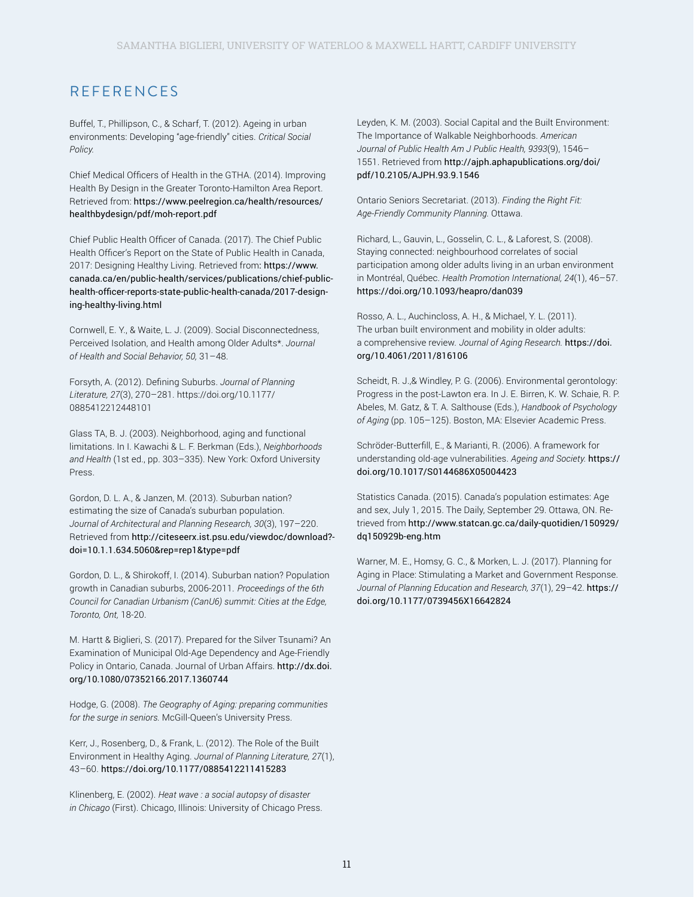## REFERENCES

Buffel, T., Phillipson, C., & Scharf, T. (2012). Ageing in urban environments: Developing "age-friendly" cities. *Critical Social Policy.*

Chief Medical Officers of Health in the GTHA. (2014). Improving Health By Design in the Greater Toronto-Hamilton Area Report. Retrieved from: https://www.peelregion.ca/health/resources/healthbydesign/pdf/moh-report.pdf

Chief Public Health Officer of Canada. (2017). The Chief Public Health Officer's Report on the State of Public Health in Canada, 2017: Designing Healthy Living. Retrieved from: https://www.canada.ca/en/public-health/services/publications/chief-public-health-officer-reports-state-public-health-canada/2017-designing-healthy-living.html

Cornwell, E. Y., & Waite, L. J. (2009). Social Disconnectedness, Perceived Isolation, and Health among Older Adults*. *Journal of Health and Social Behavior, 50,* 31–48.

Forsyth, A. (2012). Defining Suburbs. *Journal of Planning Literature, 27*(3), 270–281. https://doi.org/10.1177/0885412212448101

Glass TA, B. J. (2003). Neighborhood, aging and functional limitations. In I. Kawachi & L. F. Berkman (Eds.), *Neighborhoods and Health* (1st ed., pp. 303–335). New York: Oxford University Press.

Gordon, D. L. A., & Janzen, M. (2013). Suburban nation? estimating the size of Canada's suburban population. *Journal of Architectural and Planning Research, 30*(3), 197–220. Retrieved from http://citeseerx.ist.psu.edu/viewdoc/download?doi=10.1.1.634.5060&rep=rep1&type=pdf

Gordon, D. L., & Shirokoff, I. (2014). Suburban nation? Population growth in Canadian suburbs, 2006-2011. *Proceedings of the 6th Council for Canadian Urbanism (CanU6) summit: Cities at the Edge, Toronto, Ont,* 18-20.

M. Hartt & Biglieri, S. (2017). Prepared for the Silver Tsunami? An Examination of Municipal Old-Age Dependency and Age-Friendly Policy in Ontario, Canada. Journal of Urban Affairs. http://dx.doi.org/10.1080/07352166.2017.1360744

Hodge, G. (2008). *The Geography of Aging: preparing communities for the surge in seniors.* McGill-Queen's University Press.

Kerr, J., Rosenberg, D., & Frank, L. (2012). The Role of the Built Environment in Healthy Aging. *Journal of Planning Literature, 27*(1), 43–60. https://doi.org/10.1177/0885412211415283

Klinenberg, E. (2002). *Heat wave : a social autopsy of disaster in Chicago* (First). Chicago, Illinois: University of Chicago Press.

Leyden, K. M. (2003). Social Capital and the Built Environment: The Importance of Walkable Neighborhoods. *American Journal of Public Health Am J Public Health, 9393*(9), 1546–1551. Retrieved from http://ajph.aphapublications.org/doi/pdf/10.2105/AJPH.93.9.1546

Ontario Seniors Secretariat. (2013). *Finding the Right Fit: Age-Friendly Community Planning.* Ottawa.

Richard, L., Gauvin, L., Gosselin, C. L., & Laforest, S. (2008). Staying connected: neighbourhood correlates of social participation among older adults living in an urban environment in Montréal, Québec. *Health Promotion International, 24*(1), 46–57. https://doi.org/10.1093/heapro/dan039

Rosso, A. L., Auchincloss, A. H., & Michael, Y. L. (2011). The urban built environment and mobility in older adults: a comprehensive review. *Journal of Aging Research.* https://doi.org/10.4061/2011/816106

Scheidt, R. J.,& Windley, P. G. (2006). Environmental gerontology: Progress in the post-Lawton era. In J. E. Birren, K. W. Schaie, R. P. Abeles, M. Gatz, & T. A. Salthouse (Eds.), *Handbook of Psychology of Aging* (pp. 105–125). Boston, MA: Elsevier Academic Press.

Schröder-Butterfill, E., & Marianti, R. (2006). A framework for understanding old-age vulnerabilities. *Ageing and Society.* https://doi.org/10.1017/S0144686X05004423

Statistics Canada. (2015). Canada's population estimates: Age and sex, July 1, 2015. The Daily, September 29. Ottawa, ON. Retrieved from http://www.statcan.gc.ca/daily-quotidien/150929/dq150929b-eng.htm

Warner, M. E., Homsy, G. C., & Morken, L. J. (2017). Planning for Aging in Place: Stimulating a Market and Government Response. *Journal of Planning Education and Research, 37*(1), 29–42. https://doi.org/10.1177/0739456X16642824